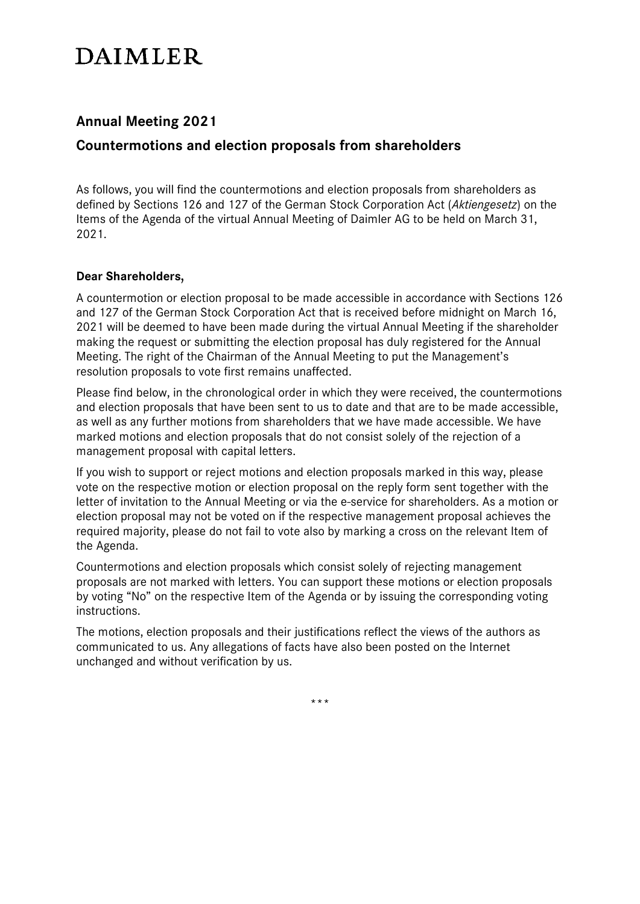# DAIMLER

## Annual Meeting 2021

## Countermotions and election proposals from shareholders

As follows, you will find the countermotions and election proposals from shareholders as defined by Sections 126 and 127 of the German Stock Coporation Act (*Aktiengesetz*) on the Items of the Agenda of the virtual Annual Meeting of Daimler AG to be held on March 31, 2021.

**Dear Shareholders,**

A countermotion or election proposal to be made accessible in accordance with Sections 126 and 127 of the German Stock Corporation Act that is received before midnight on March 16, 2021 will be deemed to have been made during the virtual Annual Meeting if the shareholder making the request or submitting the election proposal has duly registered for the Annual Meeting. The right of the Chairman of the Annual Meeting to put the Management's resolution proposals to vote first remains unaffected.

Please find below, in the chronological order in which they were received, the countermotions and election proposals that have been sent to us to date and that are to be made accessible, as well as any further motions from shareholders that we have made accessible. We have marked motions and election proposals that do not consist solely of the rejection of a management proposal with capital letters.

If you wish to support or reject motions and election proposals marked in this way, please vote on the respective motion or election proposal on the reply form sent together with the letter of invitation to the Annual Meeting or via the e-service for shareholders. As a motion or election proposal may not be voted on if the respective management proposal achieves the required majority, please do not fail to vote also by marking a cross on the relevant Item of the Agenda.

Countermotions and election proposals which consist solely of rejecting management proposals are not marked with letters. You can support these motions or election proposals by voting "No" on the respective Item of the Agenda or by issuing the corresponding voting instructions.

The motions, election proposals and their justifications reflect the views of the authors as communicated to us. Any allegations of facts have also been posted on the Internet unchanged and without verification by us.

\*\*\*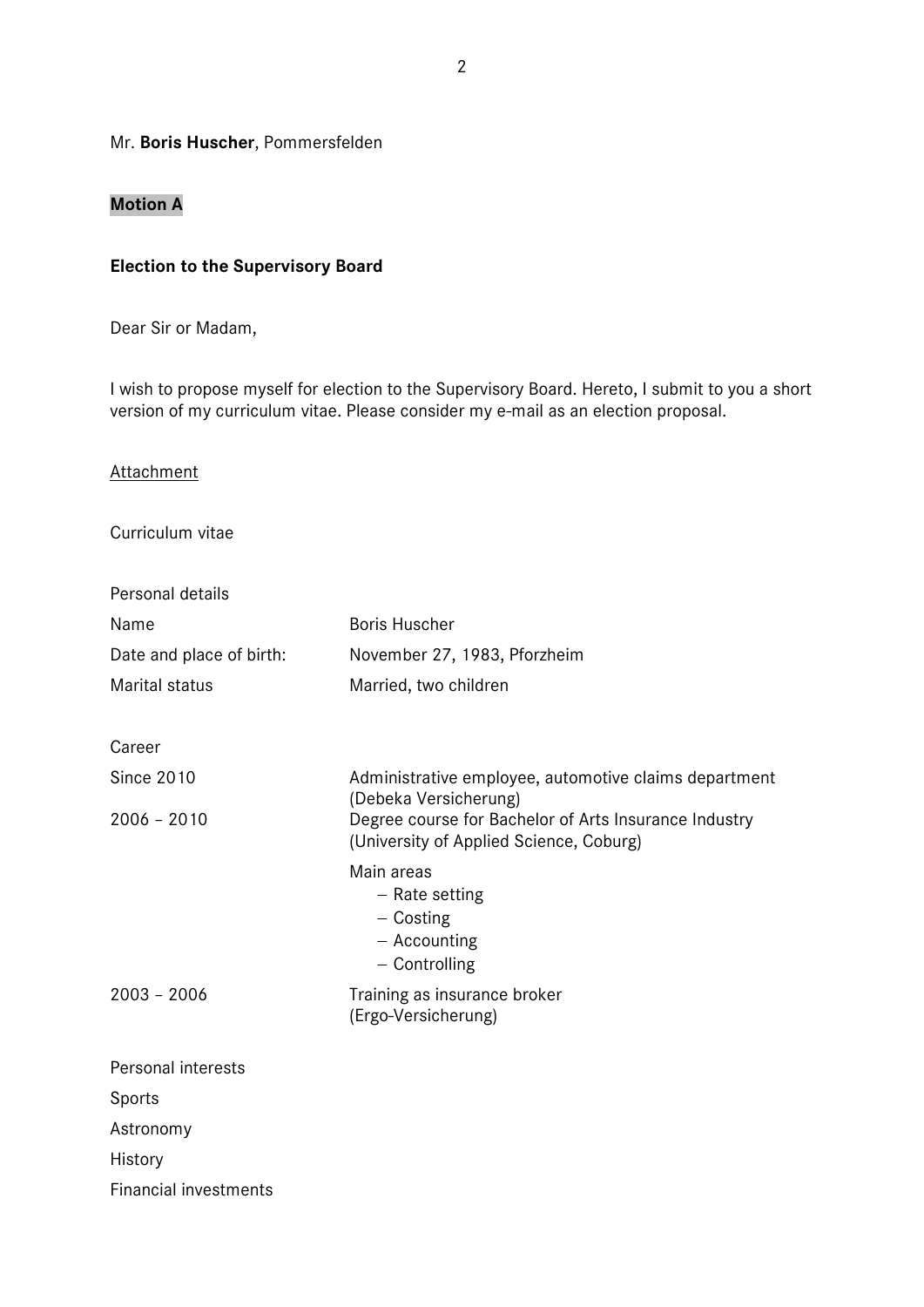Mr. **Boris Huscher**, Pommersfelden

**Motion A**

**Election to the Supervisory Board**

Dear Sir or Madam,

I wish to propose myself for election to the Supervisory Board. Hereto, I submit to you a short version of my curriculum vitae. Please consider my e-mail as an election proposal.

Attachment

Curriculum vitae

Personal details

| | |
|---|---|
| Name | Boris Huscher |
| Date and place of birth: | November 27, 1983, Pforzheim |
| Marital status | Married, two children |

Career

| | |
|---|---|
| Since 2010 | Administrative employee, automotive claims department (Debeka Versicherung) |
| 2006 – 2010 | Degree course for Bachelor of Arts Insurance Industry (University of Applied Science, Coburg)<br><br>Main areas<br>– Rate setting<br>– Costing<br>– Accounting<br>– Controlling |
| 2003 – 2006 | Training as insurance broker (Ergo-Versicherung) |

Personal interests

Sports

Astronomy

History

Financial investments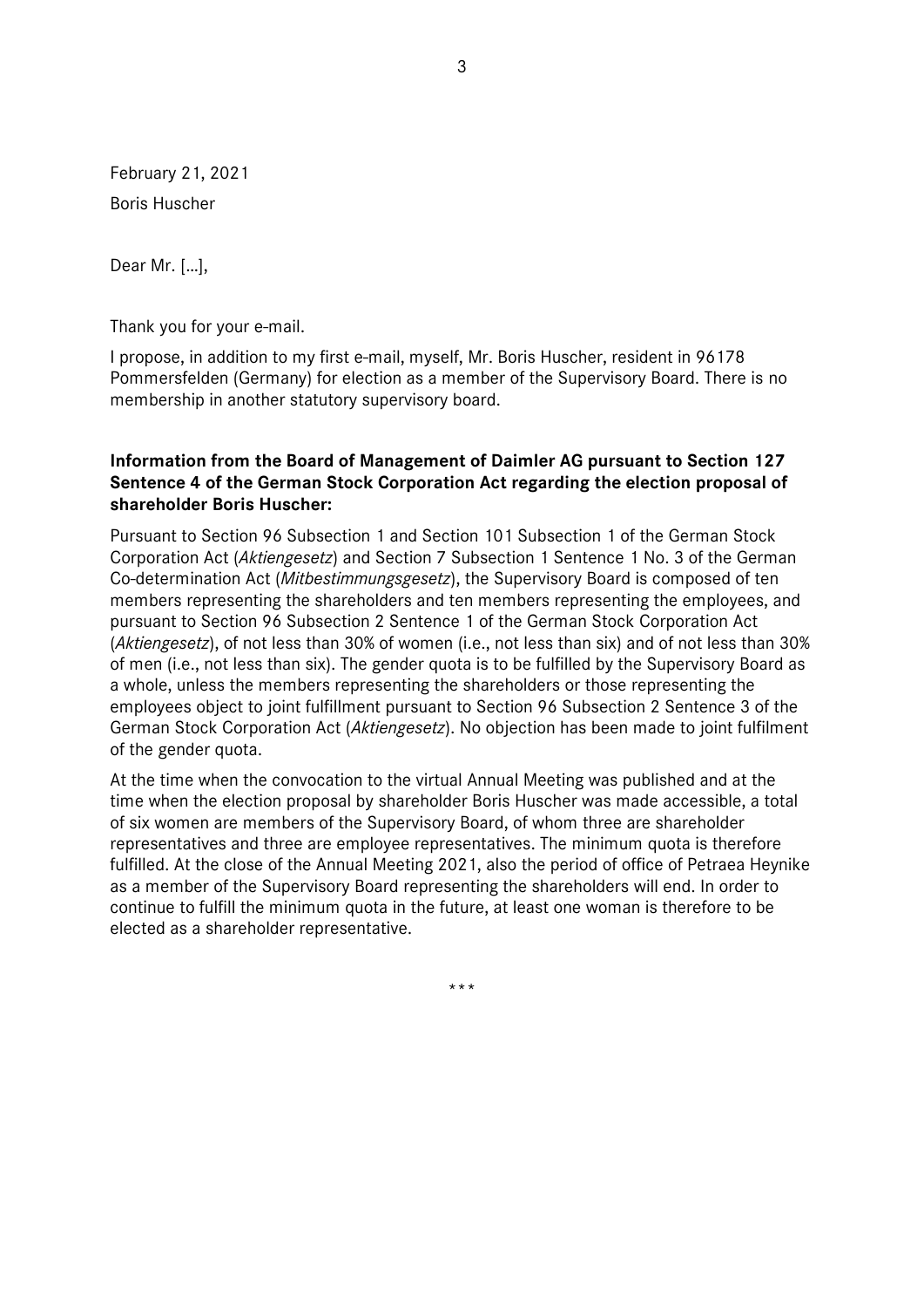February 21, 2021

Boris Huscher

Dear Mr. […],

Thank you for your e-mail.

I propose, in addition to my first e-mail, myself, Mr. Boris Huscher, resident in 96178 Pommersfelden (Germany) for election as a member of the Supervisory Board. There is no membership in another statutory supervisory board.

**Information from the Board of Management of Daimler AG pursuant to Section 127 Sentence 4 of the German Stock Corporation Act regarding the election proposal of shareholder Boris Huscher:**

Pursuant to Section 96 Subsection 1 and Section 101 Subsection 1 of the German Stock Corporation Act (*Aktiengesetz*) and Section 7 Subsection 1 Sentence 1 No. 3 of the German Co-determination Act (*Mitbestimmungsgesetz*), the Supervisory Board is composed of ten members representing the shareholders and ten members representing the employees, and pursuant to Section 96 Subsection 2 Sentence 1 of the German Stock Corporation Act (*Aktiengesetz*), of not less than 30% of women (i.e., not less than six) and of not less than 30% of men (i.e., not less than six). The gender quota is to be fulfilled by the Supervisory Board as a whole, unless the members representing the shareholders or those representing the employees object to joint fulfillment pursuant to Section 96 Subsection 2 Sentence 3 of the German Stock Corporation Act (*Aktiengesetz*). No objection has been made to joint fulfilment of the gender quota.

At the time when the convocation to the virtual Annual Meeting was published and at the time when the election proposal by shareholder Boris Huscher was made accessible, a total of six women are members of the Supervisory Board, of whom three are shareholder representatives and three are employee representatives. The minimum quota is therefore fulfilled. At the close of the Annual Meeting 2021, also the period of office of Petraea Heynike as a member of the Supervisory Board representing the shareholders will end. In order to continue to fulfill the minimum quota in the future, at least one woman is therefore to be elected as a shareholder representative.

\*\*\*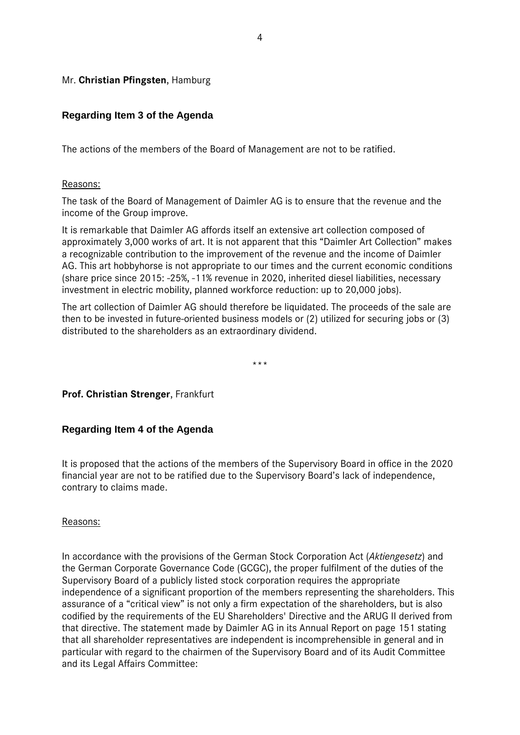Mr. **Christian Pfingsten**, Hamburg

## Regarding Item 3 of the Agenda

The actions of the members of the Board of Management are not to be ratified.

Reasons:

The task of the Board of Management of Daimler AG is to ensure that the revenue and the income of the Group improve.

It is remarkable that Daimler AG affords itself an extensive art collection composed of approximately 3,000 works of art. It is not apparent that this "Daimler Art Collection" makes a recognizable contribution to the improvement of the revenue and the income of Daimler AG. This art hobbyhorse is not appropriate to our times and the current economic conditions (share price since 2015: -25%, -11% revenue in 2020, inherited diesel liabilities, necessary investment in electric mobility, planned workforce reduction: up to 20,000 jobs).

The art collection of Daimler AG should therefore be liquidated. The proceeds of the sale are then to be invested in future-oriented business models or (2) utilized for securing jobs or (3) distributed to the shareholders as an extraordinary dividend.

\*\*\*

**Prof. Christian Strenger**, Frankfurt

## Regarding Item 4 of the Agenda

It is proposed that the actions of the members of the Supervisory Board in office in the 2020 financial year are not to be ratified due to the Supervisory Board's lack of independence, contrary to claims made.

Reasons:

In accordance with the provisions of the German Stock Corporation Act (*Aktiengesetz*) and the German Corporate Governance Code (GCGC), the proper fulfilment of the duties of the Supervisory Board of a publicly listed stock corporation requires the appropriate independence of a significant proportion of the members representing the shareholders. This assurance of a "critical view" is not only a firm expectation of the shareholders, but is also codified by the requirements of the EU Shareholders' Directive and the ARUG II derived from that directive. The statement made by Daimler AG in its Annual Report on page 151 stating that all shareholder representatives are independent is incomprehensible in general and in particular with regard to the chairmen of the Supervisory Board and of its Audit Committee and its Legal Affairs Committee: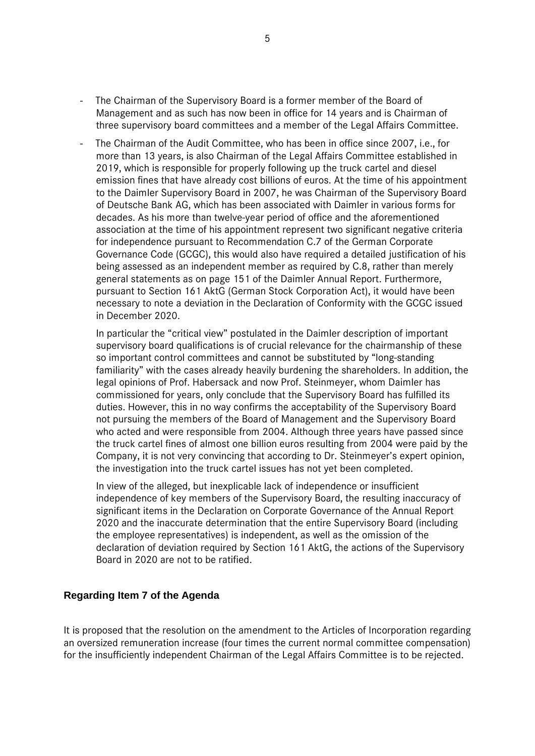- The Chairman of the Supervisory Board is a former member of the Board of Management and as such has now been in office for 14 years and is Chairman of three supervisory board committees and a member of the Legal Affairs Committee.

- The Chairman of the Audit Committee, who has been in office since 2007, i.e., for more than 13 years, is also Chairman of the Legal Affairs Committee established in 2019, which is responsible for properly following up the truck cartel and diesel emission fines that have already cost billions of euros. At the time of his appointment to the Daimler Supervisory Board in 2007, he was Chairman of the Supervisory Board of Deutsche Bank AG, which has been associated with Daimler in various forms for decades. As his more than twelve-year period of office and the aforementioned association at the time of his appointment represent two significant negative criteria for independence pursuant to Recommendation C.7 of the German Corporate Governance Code (GCGC), this would also have required a detailed justification of his being assessed as an independent member as required by C.8, rather than merely general statements as on page 151 of the Daimler Annual Report. Furthermore, pursuant to Section 161 AktG (German Stock Corporation Act), it would have been necessary to note a deviation in the Declaration of Conformity with the GCGC issued in December 2020.

  In particular the "critical view" postulated in the Daimler description of important supervisory board qualifications is of crucial relevance for the chairmanship of these so important control committees and cannot be substituted by "long-standing familiarity" with the cases already heavily burdening the shareholders. In addition, the legal opinions of Prof. Habersack and now Prof. Steinmeyer, whom Daimler has commissioned for years, only conclude that the Supervisory Board has fulfilled its duties. However, this in no way confirms the acceptability of the Supervisory Board not pursuing the members of the Board of Management and the Supervisory Board who acted and were responsible from 2004. Although three years have passed since the truck cartel fines of almost one billion euros resulting from 2004 were paid by the Company, it is not very convincing that according to Dr. Steinmeyer's expert opinion, the investigation into the truck cartel issues has not yet been completed.

  In view of the alleged, but inexplicable lack of independence or insufficient independence of key members of the Supervisory Board, the resulting inaccuracy of significant items in the Declaration on Corporate Governance of the Annual Report 2020 and the inaccurate determination that the entire Supervisory Board (including the employee representatives) is independent, as well as the omission of the declaration of deviation required by Section 161 AktG, the actions of the Supervisory Board in 2020 are not to be ratified.

### Regarding Item 7 of the Agenda

It is proposed that the resolution on the amendment to the Articles of Incorporation regarding an oversized remuneration increase (four times the current normal committee compensation) for the insufficiently independent Chairman of the Legal Affairs Committee is to be rejected.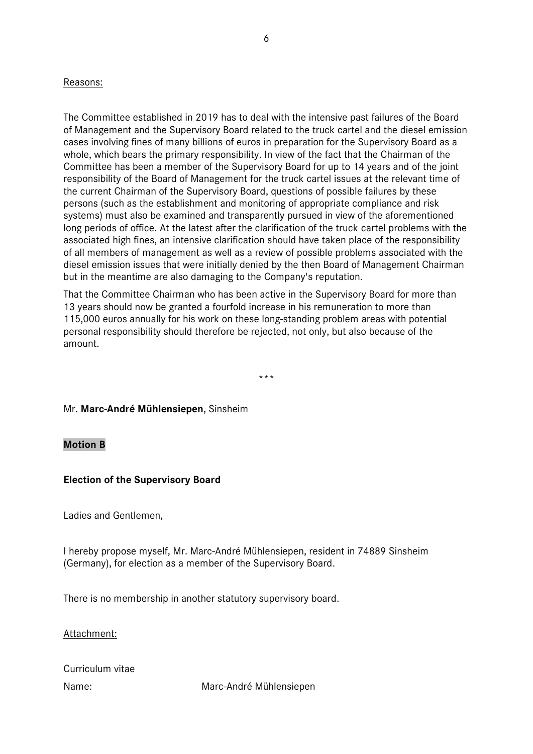Reasons:

The Committee established in 2019 has to deal with the intensive past failures of the Board of Management and the Supervisory Board related to the truck cartel and the diesel emission cases involving fines of many billions of euros in preparation for the Supervisory Board as a whole, which bears the primary responsibility. In view of the fact that the Chairman of the Committee has been a member of the Supervisory Board for up to 14 years and of the joint responsibility of the Board of Management for the truck cartel issues at the relevant time of the current Chairman of the Supervisory Board, questions of possible failures by these persons (such as the establishment and monitoring of appropriate compliance and risk systems) must also be examined and transparently pursued in view of the aforementioned long periods of office. At the latest after the clarification of the truck cartel problems with the associated high fines, an intensive clarification should have taken place of the responsibility of all members of management as well as a review of possible problems associated with the diesel emission issues that were initially denied by the then Board of Management Chairman but in the meantime are also damaging to the Company's reputation.

That the Committee Chairman who has been active in the Supervisory Board for more than 13 years should now be granted a fourfold increase in his remuneration to more than 115,000 euros annually for his work on these long-standing problem areas with potential personal responsibility should therefore be rejected, not only, but also because of the amount.

\*\*\*

Mr. **Marc-André Mühlensiepen**, Sinsheim

**Motion B**

**Election of the Supervisory Board**

Ladies and Gentlemen,

I hereby propose myself, Mr. Marc-André Mühlensiepen, resident in 74889 Sinsheim (Germany), for election as a member of the Supervisory Board.

There is no membership in another statutory supervisory board.

Attachment:

Curriculum vitae

Name: Marc-André Mühlensiepen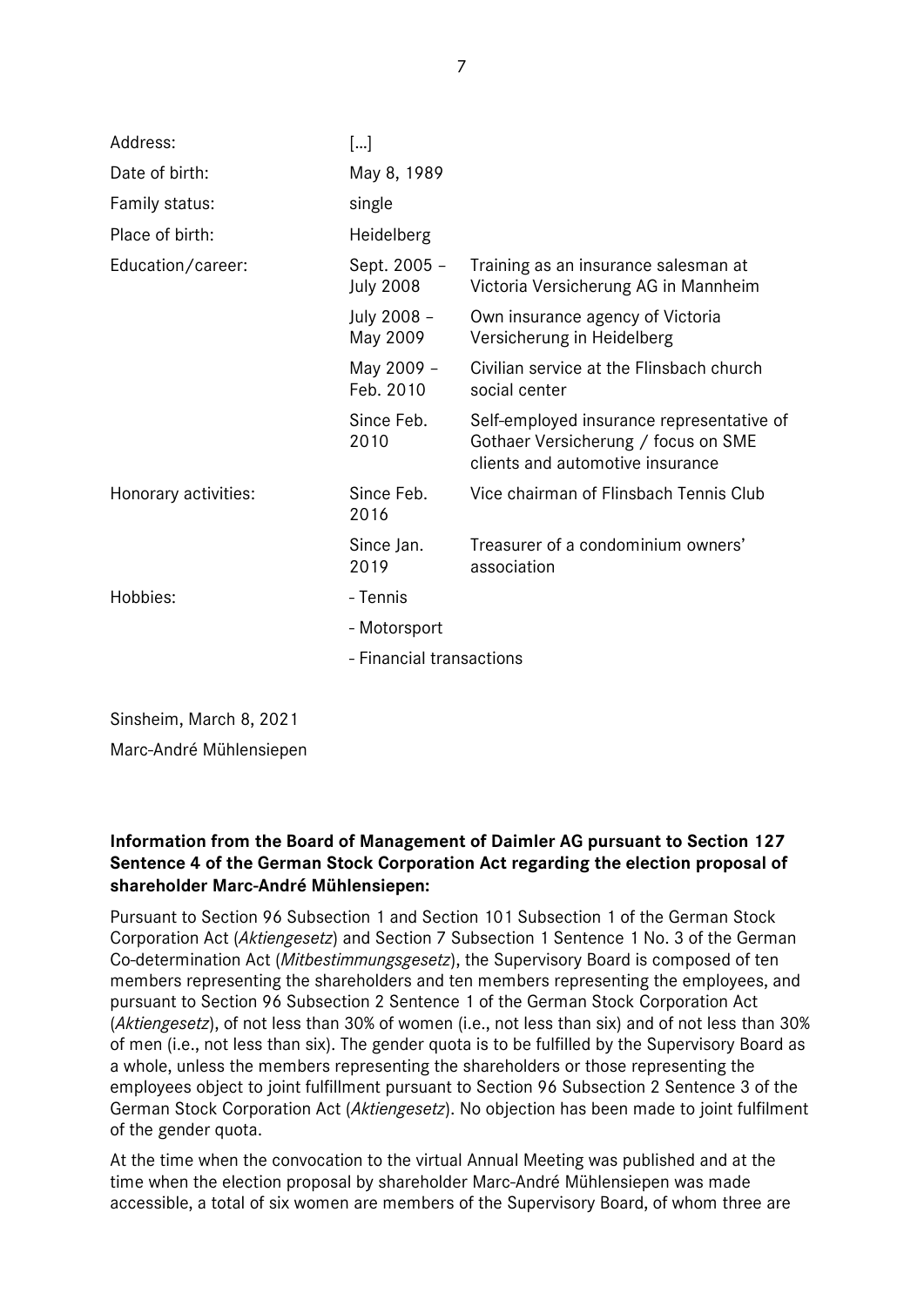| | | |
|---|---|---|
| Address: | […] | |
| Date of birth: | May 8, 1989 | |
| Family status: | single | |
| Place of birth: | Heidelberg | |
| Education/career: | Sept. 2005 – July 2008 | Training as an insurance salesman at Victoria Versicherung AG in Mannheim |
| | July 2008 – May 2009 | Own insurance agency of Victoria Versicherung in Heidelberg |
| | May 2009 – Feb. 2010 | Civilian service at the Flinsbach church social center |
| | Since Feb. 2010 | Self-employed insurance representative of Gothaer Versicherung / focus on SME clients and automotive insurance |
| Honorary activities: | Since Feb. 2016 | Vice chairman of Flinsbach Tennis Club |
| | Since Jan. 2019 | Treasurer of a condominium owners' association |
| Hobbies: | - Tennis | |
| | - Motorsport | |
| | - Financial transactions | |

Sinsheim, March 8, 2021

Marc-André Mühlensiepen

**Information from the Board of Management of Daimler AG pursuant to Section 127 Sentence 4 of the German Stock Corporation Act regarding the election proposal of shareholder Marc-André Mühlensiepen:**

Pursuant to Section 96 Subsection 1 and Section 101 Subsection 1 of the German Stock Corporation Act (*Aktiengesetz*) and Section 7 Subsection 1 Sentence 1 No. 3 of the German Co-determination Act (*Mitbestimmungsgesetz*), the Supervisory Board is composed of ten members representing the shareholders and ten members representing the employees, and pursuant to Section 96 Subsection 2 Sentence 1 of the German Stock Corporation Act (*Aktiengesetz*), of not less than 30% of women (i.e., not less than six) and of not less than 30% of men (i.e., not less than six). The gender quota is to be fulfilled by the Supervisory Board as a whole, unless the members representing the shareholders or those representing the employees object to joint fulfillment pursuant to Section 96 Subsection 2 Sentence 3 of the German Stock Corporation Act (*Aktiengesetz*). No objection has been made to joint fulfilment of the gender quota.

At the time when the convocation to the virtual Annual Meeting was published and at the time when the election proposal by shareholder Marc-André Mühlensiepen was made accessible, a total of six women are members of the Supervisory Board, of whom three are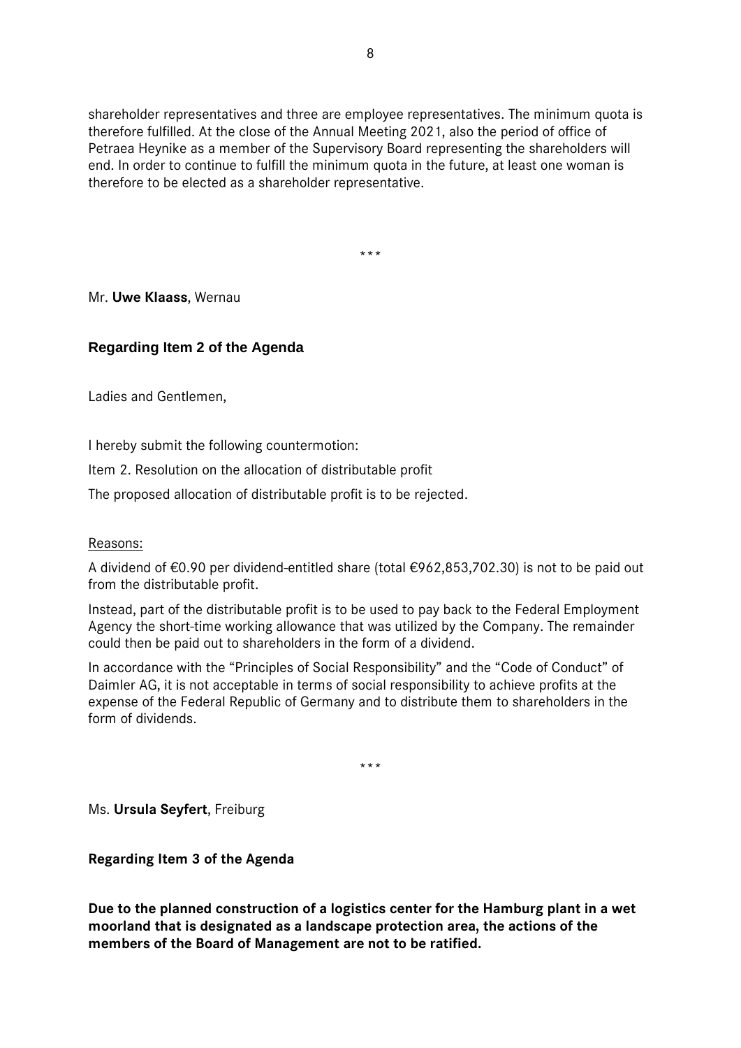shareholder representatives and three are employee representatives. The minimum quota is therefore fulfilled. At the close of the Annual Meeting 2021, also the period of office of Petraea Heynike as a member of the Supervisory Board representing the shareholders will end. In order to continue to fulfill the minimum quota in the future, at least one woman is therefore to be elected as a shareholder representative.

\* \* \*

Mr. **Uwe Klaass**, Wernau

### Regarding Item 2 of the Agenda

Ladies and Gentlemen,

I hereby submit the following countermotion:

Item 2. Resolution on the allocation of distributable profit

The proposed allocation of distributable profit is to be rejected.

Reasons:

A dividend of €0.90 per dividend-entitled share (total €962,853,702.30) is not to be paid out from the distributable profit.

Instead, part of the distributable profit is to be used to pay back to the Federal Employment Agency the short-time working allowance that was utilized by the Company. The remainder could then be paid out to shareholders in the form of a dividend.

In accordance with the "Principles of Social Responsibility" and the "Code of Conduct" of Daimler AG, it is not acceptable in terms of social responsibility to achieve profits at the expense of the Federal Republic of Germany and to distribute them to shareholders in the form of dividends.

\* \* \*

Ms. **Ursula Seyfert**, Freiburg

**Regarding Item 3 of the Agenda**

**Due to the planned construction of a logistics center for the Hamburg plant in a wet moorland that is designated as a landscape protection area, the actions of the members of the Board of Management are not to be ratified.**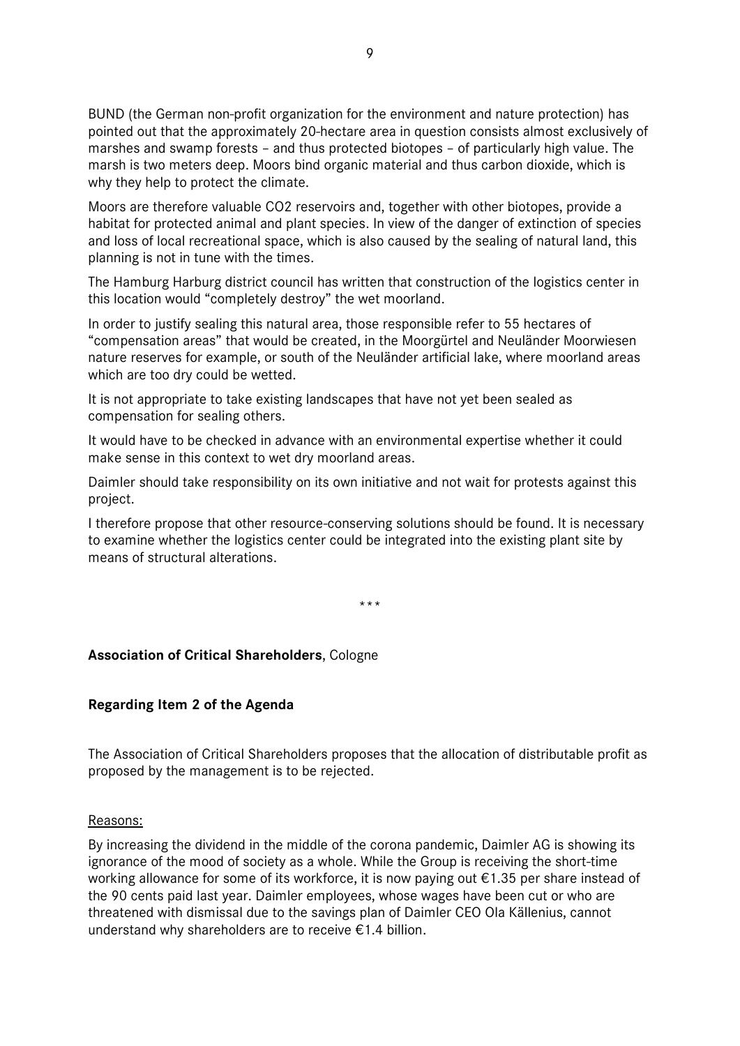BUND (the German non-profit organization for the environment and nature protection) has pointed out that the approximately 20-hectare area in question consists almost exclusively of marshes and swamp forests – and thus protected biotopes – of particularly high value. The marsh is two meters deep. Moors bind organic material and thus carbon dioxide, which is why they help to protect the climate.

Moors are therefore valuable $CO_2$ reservoirs and, together with other biotopes, provide a habitat for protected animal and plant species. In view of the danger of extinction of species and loss of local recreational space, which is also caused by the sealing of natural land, this planning is not in tune with the times.

The Hamburg Harburg district council has written that construction of the logistics center in this location would "completely destroy" the wet moorland.

In order to justify sealing this natural area, those responsible refer to 55 hectares of "compensation areas" that would be created, in the Moorgürtel and Neuländer Moorwiesen nature reserves for example, or south of the Neuländer artificial lake, where moorland areas which are too dry could be wetted.

It is not appropriate to take existing landscapes that have not yet been sealed as compensation for sealing others.

It would have to be checked in advance with an environmental expertise whether it could make sense in this context to wet dry moorland areas.

Daimler should take responsibility on its own initiative and not wait for protests against this project.

I therefore propose that other resource-conserving solutions should be found. It is necessary to examine whether the logistics center could be integrated into the existing plant site by means of structural alterations.

\*\*\*

**Association of Critical Shareholders**, Cologne

**Regarding Item 2 of the Agenda**

The Association of Critical Shareholders proposes that the allocation of distributable profit as proposed by the management is to be rejected.

Reasons:

By increasing the dividend in the middle of the corona pandemic, Daimler AG is showing its ignorance of the mood of society as a whole. While the Group is receiving the short-time working allowance for some of its workforce, it is now paying out €1.35 per share instead of the 90 cents paid last year. Daimler employees, whose wages have been cut or who are threatened with dismissal due to the savings plan of Daimler CEO Ola Källenius, cannot understand why shareholders are to receive €1.4 billion.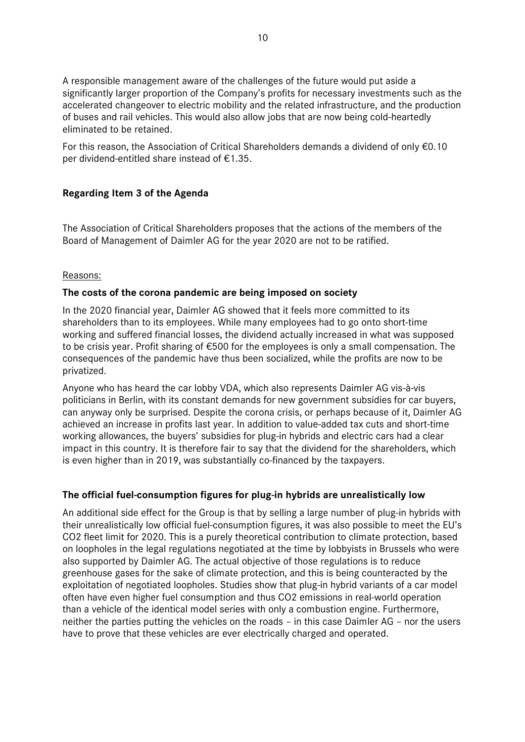A responsible management aware of the challenges of the future would put aside a significantly larger proportion of the Company's profits for necessary investments such as the accelerated changeover to electric mobility and the related infrastructure, and the production of buses and rail vehicles. This would also allow jobs that are now being cold-heartedly eliminated to be retained.

For this reason, the Association of Critical Shareholders demands a dividend of only €0.10 per dividend-entitled share instead of €1.35.

## Regarding Item 3 of the Agenda

The Association of Critical Shareholders proposes that the actions of the members of the Board of Management of Daimler AG for the year 2020 are not to be ratified.

Reasons:

### The costs of the corona pandemic are being imposed on society

In the 2020 financial year, Daimler AG showed that it feels more committed to its shareholders than to its employees. While many employees had to go onto short-time working and suffered financial losses, the dividend actually increased in what was supposed to be crisis year. Profit sharing of €500 for the employees is only a small compensation. The consequences of the pandemic have thus been socialized, while the profits are now to be privatized.

Anyone who has heard the car lobby VDA, which also represents Daimler AG vis-à-vis politicians in Berlin, with its constant demands for new government subsidies for car buyers, can anyway only be surprised. Despite the corona crisis, or perhaps because of it, Daimler AG achieved an increase in profits last year. In addition to value-added tax cuts and short-time working allowances, the buyers' subsidies for plug-in hybrids and electric cars had a clear impact in this country. It is therefore fair to say that the dividend for the shareholders, which is even higher than in 2019, was substantially co-financed by the taxpayers.

### The official fuel-consumption figures for plug-in hybrids are unrealistically low

An additional side effect for the Group is that by selling a large number of plug-in hybrids with their unrealistically low official fuel-consumption figures, it was also possible to meet the EU's $CO_2$ fleet limit for 2020. This is a purely theoretical contribution to climate protection, based on loopholes in the legal regulations negotiated at the time by lobbyists in Brussels who were also supported by Daimler AG. The actual objective of those regulations is to reduce greenhouse gases for the sake of climate protection, and this is being counteracted by the exploitation of negotiated loopholes. Studies show that plug-in hybrid variants of a car model often have even higher fuel consumption and thus $CO_2$ emissions in real-world operation than a vehicle of the identical model series with only a combustion engine. Furthermore, neither the parties putting the vehicles on the roads – in this case Daimler AG – nor the users have to prove that these vehicles are ever electrically charged and operated.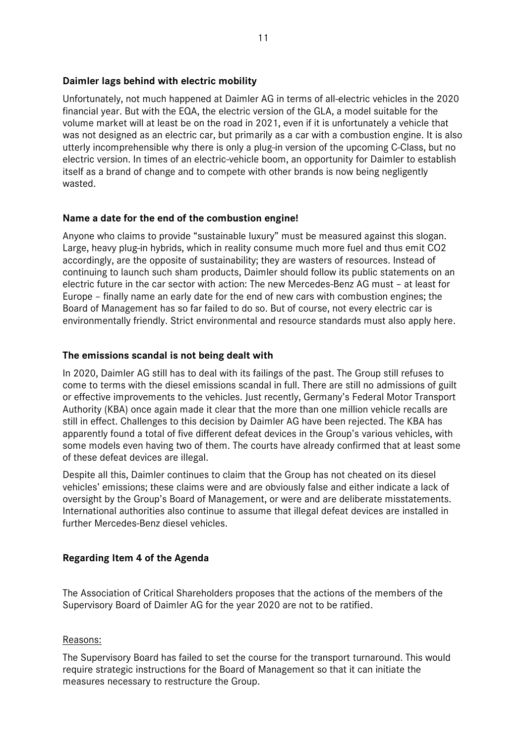**Daimler lags behind with electric mobility**

Unfortunately, not much happened at Daimler AG in terms of all-electric vehicles in the 2020 financial year. But with the EQA, the electric version of the GLA, a model suitable for the volume market will at least be on the road in 2021, even if it is unfortunately a vehicle that was not designed as an electric car, but primarily as a car with a combustion engine. It is also utterly incomprehensible why there is only a plug-in version of the upcoming C-Class, but no electric version. In times of an electric-vehicle boom, an opportunity for Daimler to establish itself as a brand of change and to compete with other brands is now being negligently wasted.

**Name a date for the end of the combustion engine!**

Anyone who claims to provide "sustainable luxury" must be measured against this slogan. Large, heavy plug-in hybrids, which in reality consume much more fuel and thus emit $CO_2$ accordingly, are the opposite of sustainability; they are wasters of resources. Instead of continuing to launch such sham products, Daimler should follow its public statements on an electric future in the car sector with action: The new Mercedes-Benz AG must – at least for Europe – finally name an early date for the end of new cars with combustion engines; the Board of Management has so far failed to do so. But of course, not every electric car is environmentally friendly. Strict environmental and resource standards must also apply here.

**The emissions scandal is not being dealt with**

In 2020, Daimler AG still has to deal with its failings of the past. The Group still refuses to come to terms with the diesel emissions scandal in full. There are still no admissions of guilt or effective improvements to the vehicles. Just recently, Germany's Federal Motor Transport Authority (KBA) once again made it clear that the more than one million vehicle recalls are still in effect. Challenges to this decision by Daimler AG have been rejected. The KBA has apparently found a total of five different defeat devices in the Group's various vehicles, with some models even having two of them. The courts have already confirmed that at least some of these defeat devices are illegal.

Despite all this, Daimler continues to claim that the Group has not cheated on its diesel vehicles' emissions; these claims were and are obviously false and either indicate a lack of oversight by the Group's Board of Management, or were and are deliberate misstatements. International authorities also continue to assume that illegal defeat devices are installed in further Mercedes-Benz diesel vehicles.

**Regarding Item 4 of the Agenda**

The Association of Critical Shareholders proposes that the actions of the members of the Supervisory Board of Daimler AG for the year 2020 are not to be ratified.

Reasons:

The Supervisory Board has failed to set the course for the transport turnaround. This would require strategic instructions for the Board of Management so that it can initiate the measures necessary to restructure the Group.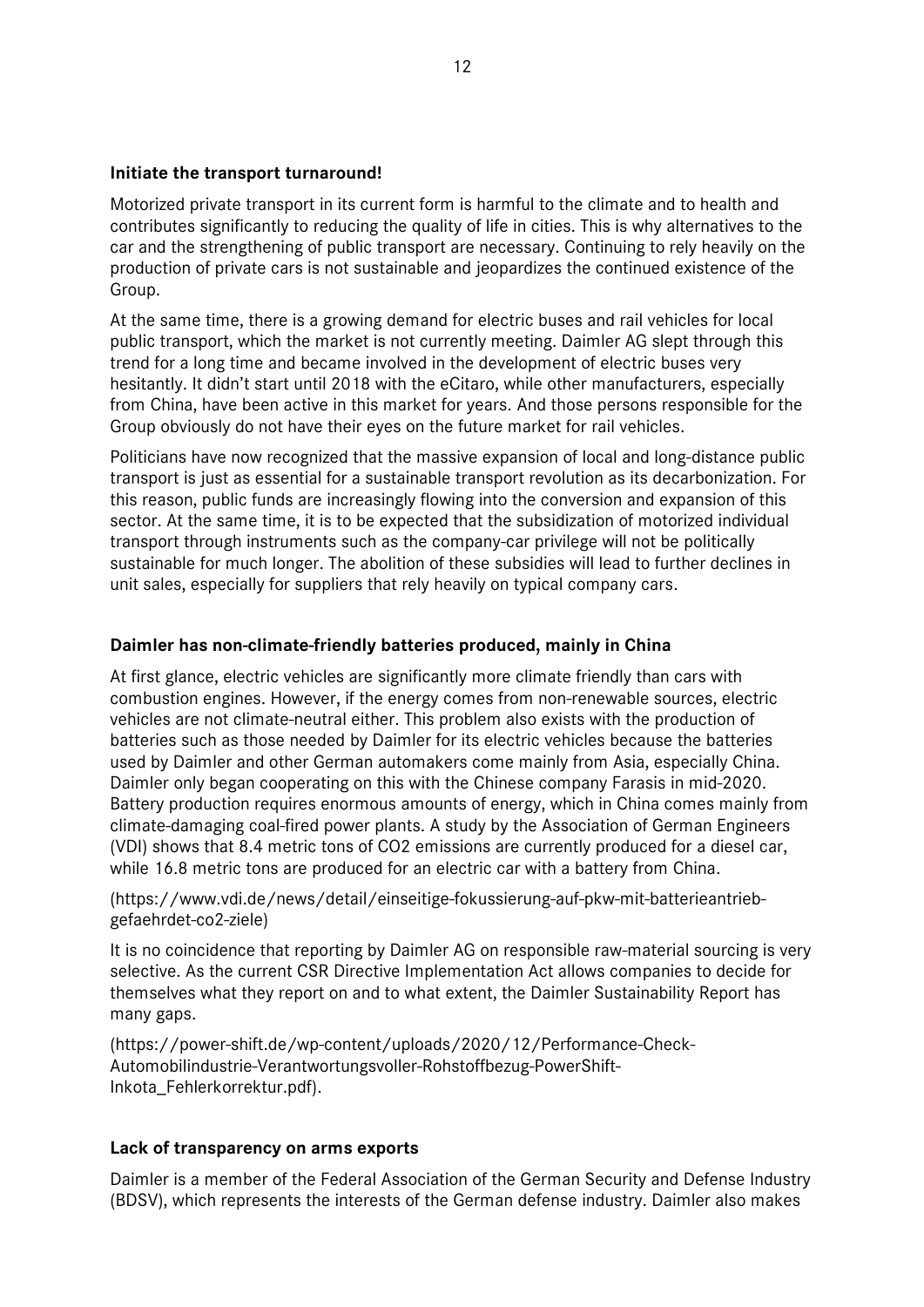**Initiate the transport turnaround!**

Motorized private transport in its current form is harmful to the climate and to health and contributes significantly to reducing the quality of life in cities. This is why alternatives to the car and the strengthening of public transport are necessary. Continuing to rely heavily on the production of private cars is not sustainable and jeopardizes the continued existence of the Group.

At the same time, there is a growing demand for electric buses and rail vehicles for local public transport, which the market is not currently meeting. Daimler AG slept through this trend for a long time and became involved in the development of electric buses very hesitantly. It didn't start until 2018 with the eCitaro, while other manufacturers, especially from China, have been active in this market for years. And those persons responsible for the Group obviously do not have their eyes on the future market for rail vehicles.

Politicians have now recognized that the massive expansion of local and long-distance public transport is just as essential for a sustainable transport revolution as its decarbonization. For this reason, public funds are increasingly flowing into the conversion and expansion of this sector. At the same time, it is to be expected that the subsidization of motorized individual transport through instruments such as the company-car privilege will not be politically sustainable for much longer. The abolition of these subsidies will lead to further declines in unit sales, especially for suppliers that rely heavily on typical company cars.

**Daimler has non-climate-friendly batteries produced, mainly in China**

At first glance, electric vehicles are significantly more climate friendly than cars with combustion engines. However, if the energy comes from non-renewable sources, electric vehicles are not climate-neutral either. This problem also exists with the production of batteries such as those needed by Daimler for its electric vehicles because the batteries used by Daimler and other German automakers come mainly from Asia, especially China. Daimler only began cooperating on this with the Chinese company Farasis in mid-2020. Battery production requires enormous amounts of energy, which in China comes mainly from climate-damaging coal-fired power plants. A study by the Association of German Engineers (VDI) shows that 8.4 metric tons of $CO_2$ emissions are currently produced for a diesel car, while 16.8 metric tons are produced for an electric car with a battery from China.

(https://www.vdi.de/news/detail/einseitige-fokussierung-auf-pkw-mit-batterieantrieb-gefaehrdet-co2-ziele)

It is no coincidence that reporting by Daimler AG on responsible raw-material sourcing is very selective. As the current CSR Directive Implementation Act allows companies to decide for themselves what they report on and to what extent, the Daimler Sustainability Report has many gaps.

(https://power-shift.de/wp-content/uploads/2020/12/Performance-Check-Automobilindustrie-Verantwortungsvoller-Rohstoffbezug-PowerShift-Inkota_Fehlerkorrektur.pdf).

**Lack of transparency on arms exports**

Daimler is a member of the Federal Association of the German Security and Defense Industry (BDSV), which represents the interests of the German defense industry. Daimler also makes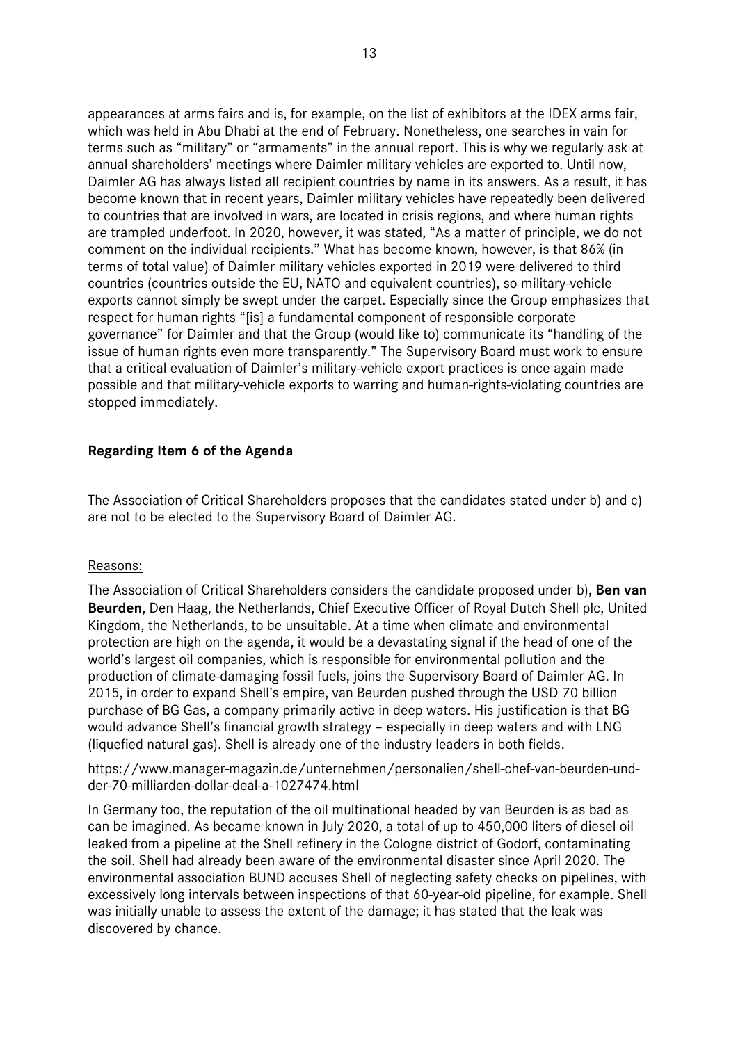appearances at arms fairs and is, for example, on the list of exhibitors at the IDEX arms fair, which was held in Abu Dhabi at the end of February. Nonetheless, one searches in vain for terms such as "military" or "armaments" in the annual report. This is why we regularly ask at annual shareholders' meetings where Daimler military vehicles are exported to. Until now, Daimler AG has always listed all recipient countries by name in its answers. As a result, it has become known that in recent years, Daimler military vehicles have repeatedly been delivered to countries that are involved in wars, are located in crisis regions, and where human rights are trampled underfoot. In 2020, however, it was stated, "As a matter of principle, we do not comment on the individual recipients." What has become known, however, is that 86% (in terms of total value) of Daimler military vehicles exported in 2019 were delivered to third countries (countries outside the EU, NATO and equivalent countries), so military-vehicle exports cannot simply be swept under the carpet. Especially since the Group emphasizes that respect for human rights "[is] a fundamental component of responsible corporate governance" for Daimler and that the Group (would like to) communicate its "handling of the issue of human rights even more transparently." The Supervisory Board must work to ensure that a critical evaluation of Daimler's military-vehicle export practices is once again made possible and that military-vehicle exports to warring and human-rights-violating countries are stopped immediately.

## Regarding Item 6 of the Agenda

The Association of Critical Shareholders proposes that the candidates stated under b) and c) are not to be elected to the Supervisory Board of Daimler AG.

Reasons:

The Association of Critical Shareholders considers the candidate proposed under b), **Ben van Beurden**, Den Haag, the Netherlands, Chief Executive Officer of Royal Dutch Shell plc, United Kingdom, the Netherlands, to be unsuitable. At a time when climate and environmental protection are high on the agenda, it would be a devastating signal if the head of one of the world's largest oil companies, which is responsible for environmental pollution and the production of climate-damaging fossil fuels, joins the Supervisory Board of Daimler AG. In 2015, in order to expand Shell's empire, van Beurden pushed through the USD 70 billion purchase of BG Gas, a company primarily active in deep waters. His justification is that BG would advance Shell's financial growth strategy – especially in deep waters and with LNG (liquefied natural gas). Shell is already one of the industry leaders in both fields.

https://www.manager-magazin.de/unternehmen/personalien/shell-chef-van-beurden-und-der-70-milliarden-dollar-deal-a-1027474.html

In Germany too, the reputation of the oil multinational headed by van Beurden is as bad as can be imagined. As became known in July 2020, a total of up to 450,000 liters of diesel oil leaked from a pipeline at the Shell refinery in the Cologne district of Godorf, contaminating the soil. Shell had already been aware of the environmental disaster since April 2020. The environmental association BUND accuses Shell of neglecting safety checks on pipelines, with excessively long intervals between inspections of that 60-year-old pipeline, for example. Shell was initially unable to assess the extent of the damage; it has stated that the leak was discovered by chance.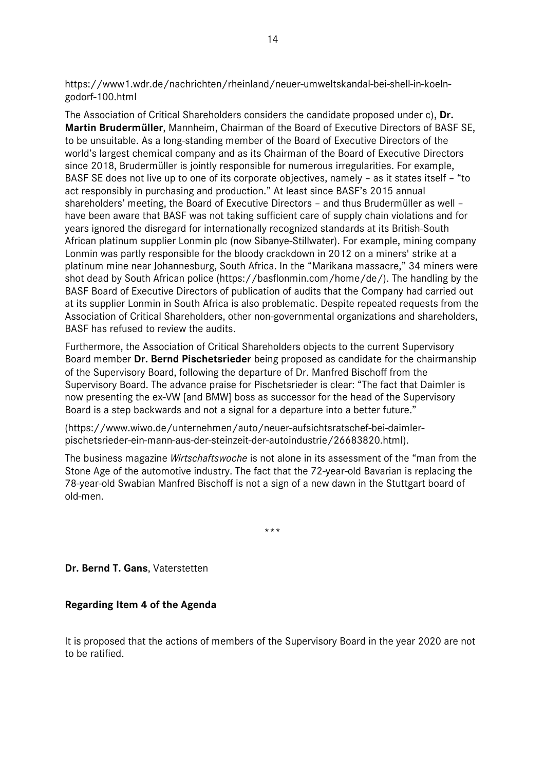https://www1.wdr.de/nachrichten/rheinland/neuer-umweltskandal-bei-shell-in-koeln-godorf-100.html

The Association of Critical Shareholders considers the candidate proposed under c), **Dr. Martin Brudermüller**, Mannheim, Chairman of the Board of Executive Directors of BASF SE, to be unsuitable. As a long-standing member of the Board of Executive Directors of the world's largest chemical company and as its Chairman of the Board of Executive Directors since 2018, Brudermüller is jointly responsible for numerous irregularities. For example, BASF SE does not live up to one of its corporate objectives, namely – as it states itself – "to act responsibly in purchasing and production." At least since BASF's 2015 annual shareholders' meeting, the Board of Executive Directors – and thus Brudermüller as well – have been aware that BASF was not taking sufficient care of supply chain violations and for years ignored the disregard for internationally recognized standards at its British-South African platinum supplier Lonmin plc (now Sibanye-Stillwater). For example, mining company Lonmin was partly responsible for the bloody crackdown in 2012 on a miners' strike at a platinum mine near Johannesburg, South Africa. In the "Marikana massacre," 34 miners were shot dead by South African police (https://basflonmin.com/home/de/). The handling by the BASF Board of Executive Directors of publication of audits that the Company had carried out at its supplier Lonmin in South Africa is also problematic. Despite repeated requests from the Association of Critical Shareholders, other non-governmental organizations and shareholders, BASF has refused to review the audits.

Furthermore, the Association of Critical Shareholders objects to the current Supervisory Board member **Dr. Bernd Pischetsrieder** being proposed as candidate for the chairmanship of the Supervisory Board, following the departure of Dr. Manfred Bischoff from the Supervisory Board. The advance praise for Pischetsrieder is clear: "The fact that Daimler is now presenting the ex-VW [and BMW] boss as successor for the head of the Supervisory Board is a step backwards and not a signal for a departure into a better future."

(https://www.wiwo.de/unternehmen/auto/neuer-aufsichtsratschef-bei-daimler-pischetsrieder-ein-mann-aus-der-steinzeit-der-autoindustrie/26683820.html).

The business magazine *Wirtschaftswoche* is not alone in its assessment of the "man from the Stone Age of the automotive industry. The fact that the 72-year-old Bavarian is replacing the 78-year-old Swabian Manfred Bischoff is not a sign of a new dawn in the Stuttgart board of old-men.

\* \* \*

**Dr. Bernd T. Gans**, Vaterstetten

**Regarding Item 4 of the Agenda**

It is proposed that the actions of members of the Supervisory Board in the year 2020 are not to be ratified.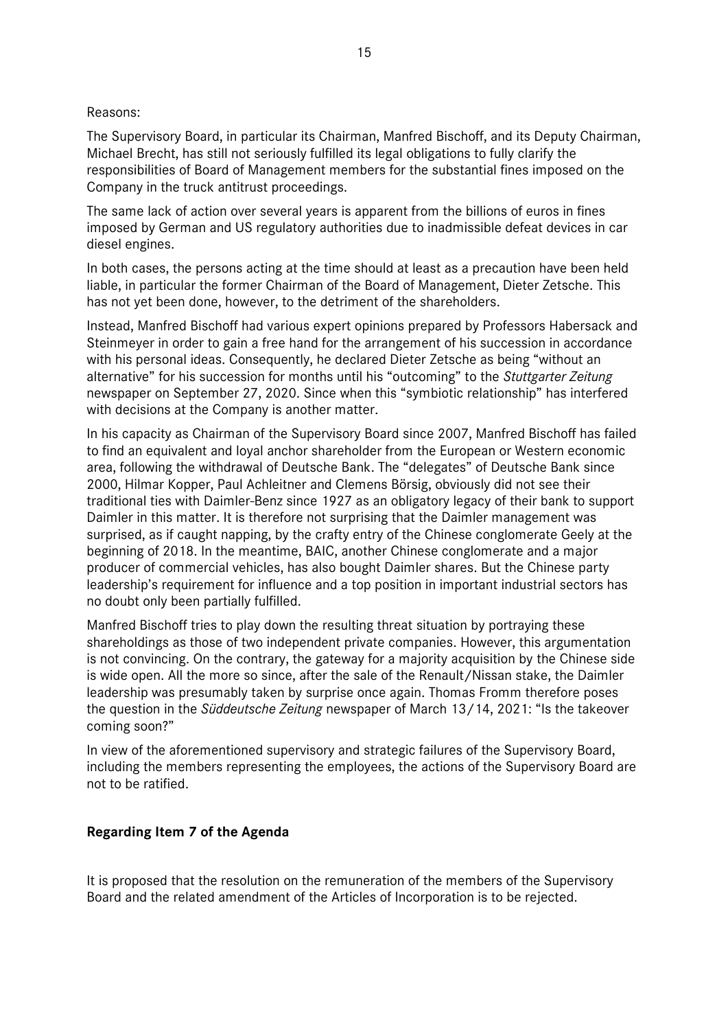Reasons:

The Supervisory Board, in particular its Chairman, Manfred Bischoff, and its Deputy Chairman, Michael Brecht, has still not seriously fulfilled its legal obligations to fully clarify the responsibilities of Board of Management members for the substantial fines imposed on the Company in the truck antitrust proceedings.

The same lack of action over several years is apparent from the billions of euros in fines imposed by German and US regulatory authorities due to inadmissible defeat devices in car diesel engines.

In both cases, the persons acting at the time should at least as a precaution have been held liable, in particular the former Chairman of the Board of Management, Dieter Zetsche. This has not yet been done, however, to the detriment of the shareholders.

Instead, Manfred Bischoff had various expert opinions prepared by Professors Habersack and Steinmeyer in order to gain a free hand for the arrangement of his succession in accordance with his personal ideas. Consequently, he declared Dieter Zetsche as being "without an alternative" for his succession for months until his "outcoming" to the *Stuttgarter Zeitung* newspaper on September 27, 2020. Since when this "symbiotic relationship" has interfered with decisions at the Company is another matter.

In his capacity as Chairman of the Supervisory Board since 2007, Manfred Bischoff has failed to find an equivalent and loyal anchor shareholder from the European or Western economic area, following the withdrawal of Deutsche Bank. The "delegates" of Deutsche Bank since 2000, Hilmar Kopper, Paul Achleitner and Clemens Börsig, obviously did not see their traditional ties with Daimler-Benz since 1927 as an obligatory legacy of their bank to support Daimler in this matter. It is therefore not surprising that the Daimler management was surprised, as if caught napping, by the crafty entry of the Chinese conglomerate Geely at the beginning of 2018. In the meantime, BAIC, another Chinese conglomerate and a major producer of commercial vehicles, has also bought Daimler shares. But the Chinese party leadership's requirement for influence and a top position in important industrial sectors has no doubt only been partially fulfilled.

Manfred Bischoff tries to play down the resulting threat situation by portraying these shareholdings as those of two independent private companies. However, this argumentation is not convincing. On the contrary, the gateway for a majority acquisition by the Chinese side is wide open. All the more so since, after the sale of the Renault/Nissan stake, the Daimler leadership was presumably taken by surprise once again. Thomas Fromm therefore poses the question in the *Süddeutsche Zeitung* newspaper of March 13/14, 2021: "Is the takeover coming soon?"

In view of the aforementioned supervisory and strategic failures of the Supervisory Board, including the members representing the employees, the actions of the Supervisory Board are not to be ratified.

## Regarding Item 7 of the Agenda

It is proposed that the resolution on the remuneration of the members of the Supervisory Board and the related amendment of the Articles of Incorporation is to be rejected.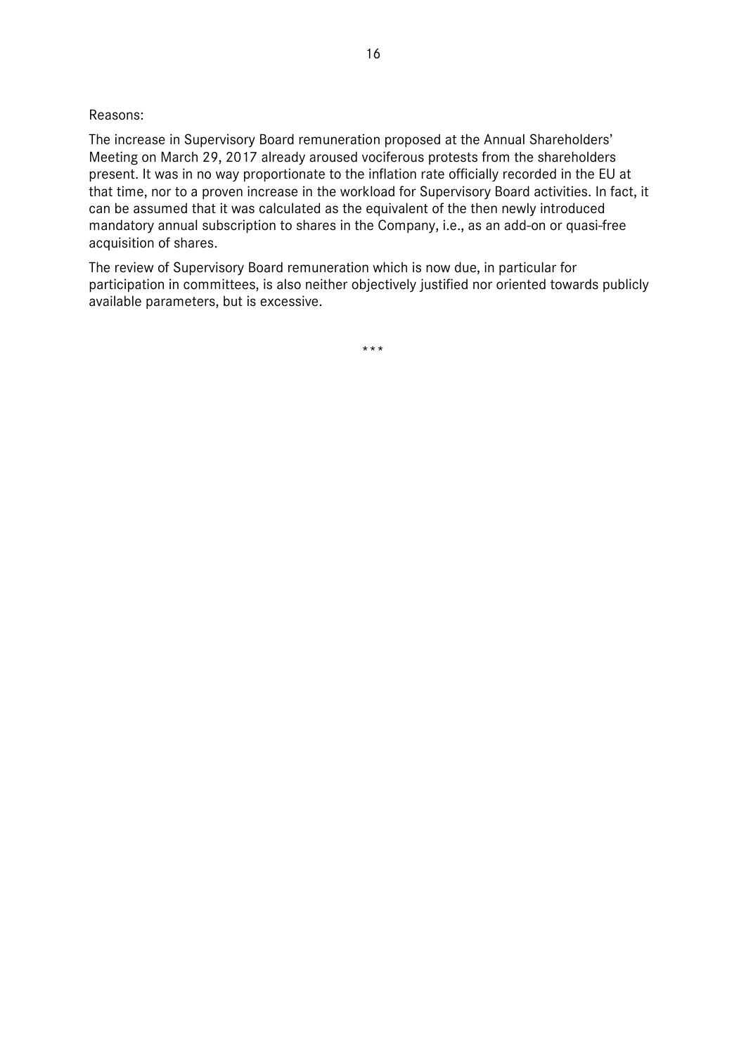Reasons:

The increase in Supervisory Board remuneration proposed at the Annual Shareholders' Meeting on March 29, 2017 already aroused vociferous protests from the shareholders present. It was in no way proportionate to the inflation rate officially recorded in the EU at that time, nor to a proven increase in the workload for Supervisory Board activities. In fact, it can be assumed that it was calculated as the equivalent of the then newly introduced mandatory annual subscription to shares in the Company, i.e., as an add-on or quasi-free acquisition of shares.

The review of Supervisory Board remuneration which is now due, in particular for participation in committees, is also neither objectively justified nor oriented towards publicly available parameters, but is excessive.

\*\*\*